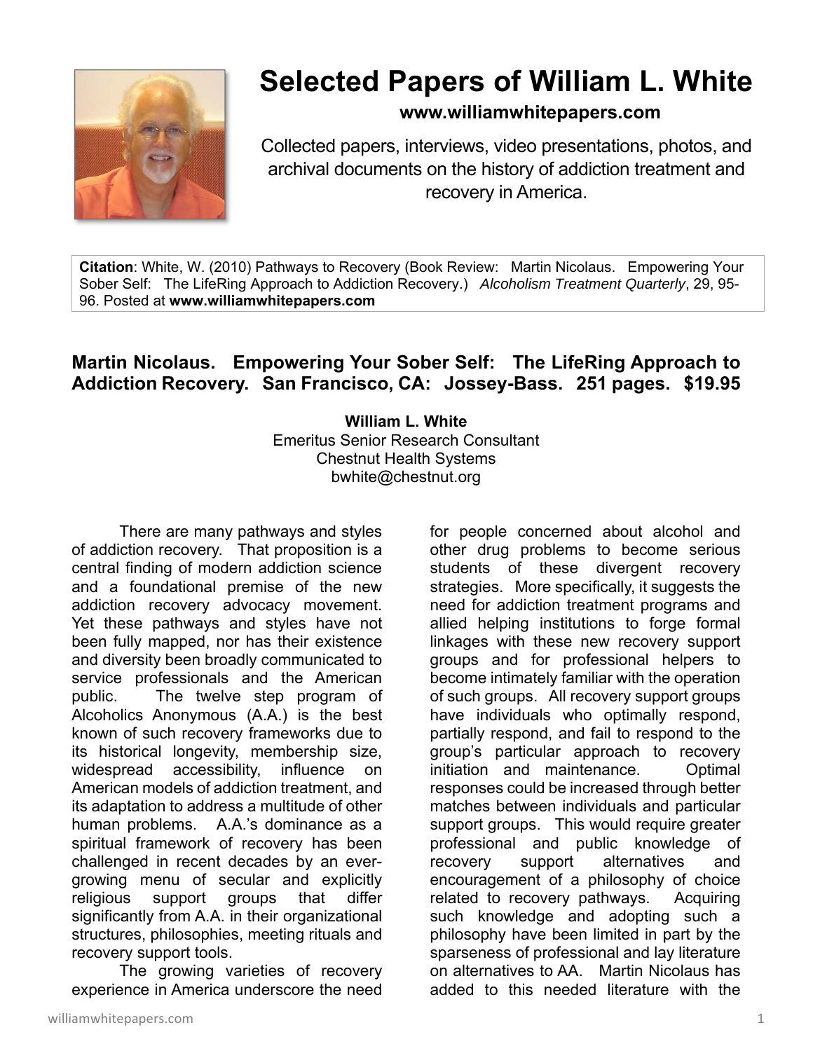# Selected Papers of William L. White

**www.williamwhitepapers.com**

Collected papers, interviews, video presentations, photos, and archival documents on the history of addiction treatment and recovery in America.

**Citation**: White, W. (2010) Pathways to Recovery (Book Review: Martin Nicolaus. Empowering Your Sober Self: The LifeRing Approach to Addiction Recovery.) *Alcoholism Treatment Quarterly*, 29, 95-96. Posted at **www.williamwhitepapers.com**

## Martin Nicolaus. Empowering Your Sober Self: The LifeRing Approach to Addiction Recovery. San Francisco, CA: Jossey-Bass. 251 pages. $19.95

**William L. White**
Emeritus Senior Research Consultant
Chestnut Health Systems
bwhite@chestnut.org

There are many pathways and styles of addiction recovery. That proposition is a central finding of modern addiction science and a foundational premise of the new addiction recovery advocacy movement. Yet these pathways and styles have not been fully mapped, nor has their existence and diversity been broadly communicated to service professionals and the American public. The twelve step program of Alcoholics Anonymous (A.A.) is the best known of such recovery frameworks due to its historical longevity, membership size, widespread accessibility, influence on American models of addiction treatment, and its adaptation to address a multitude of other human problems. A.A.'s dominance as a spiritual framework of recovery has been challenged in recent decades by an ever-growing menu of secular and explicitly religious support groups that differ significantly from A.A. in their organizational structures, philosophies, meeting rituals and recovery support tools.

The growing varieties of recovery experience in America underscore the need for people concerned about alcohol and other drug problems to become serious students of these divergent recovery strategies. More specifically, it suggests the need for addiction treatment programs and allied helping institutions to forge formal linkages with these new recovery support groups and for professional helpers to become intimately familiar with the operation of such groups. All recovery support groups have individuals who optimally respond, partially respond, and fail to respond to the group's particular approach to recovery initiation and maintenance. Optimal responses could be increased through better matches between individuals and particular support groups. This would require greater professional and public knowledge of recovery support alternatives and encouragement of a philosophy of choice related to recovery pathways. Acquiring such knowledge and adopting such a philosophy have been limited in part by the sparseness of professional and lay literature on alternatives to AA. Martin Nicolaus has added to this needed literature with the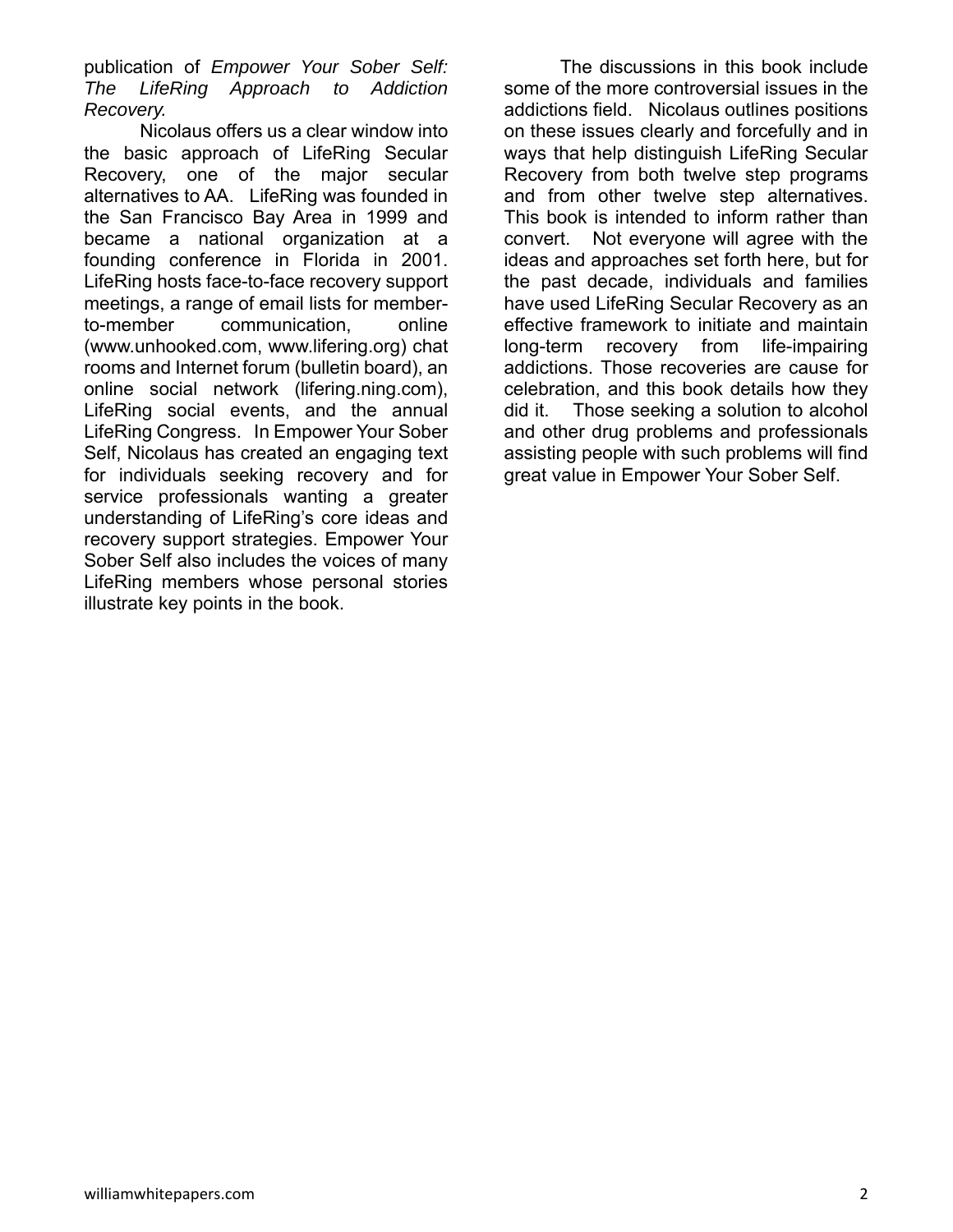publication of *Empower Your Sober Self: The LifeRing Approach to Addiction Recovery.*

Nicolaus offers us a clear window into the basic approach of LifeRing Secular Recovery, one of the major secular alternatives to AA. LifeRing was founded in the San Francisco Bay Area in 1999 and became a national organization at a founding conference in Florida in 2001. LifeRing hosts face-to-face recovery support meetings, a range of email lists for member-to-member communication, online (www.unhooked.com, www.lifering.org) chat rooms and Internet forum (bulletin board), an online social network (lifering.ning.com), LifeRing social events, and the annual LifeRing Congress. In Empower Your Sober Self, Nicolaus has created an engaging text for individuals seeking recovery and for service professionals wanting a greater understanding of LifeRing's core ideas and recovery support strategies. Empower Your Sober Self also includes the voices of many LifeRing members whose personal stories illustrate key points in the book.

The discussions in this book include some of the more controversial issues in the addictions field. Nicolaus outlines positions on these issues clearly and forcefully and in ways that help distinguish LifeRing Secular Recovery from both twelve step programs and from other twelve step alternatives. This book is intended to inform rather than convert. Not everyone will agree with the ideas and approaches set forth here, but for the past decade, individuals and families have used LifeRing Secular Recovery as an effective framework to initiate and maintain long-term recovery from life-impairing addictions. Those recoveries are cause for celebration, and this book details how they did it. Those seeking a solution to alcohol and other drug problems and professionals assisting people with such problems will find great value in Empower Your Sober Self.